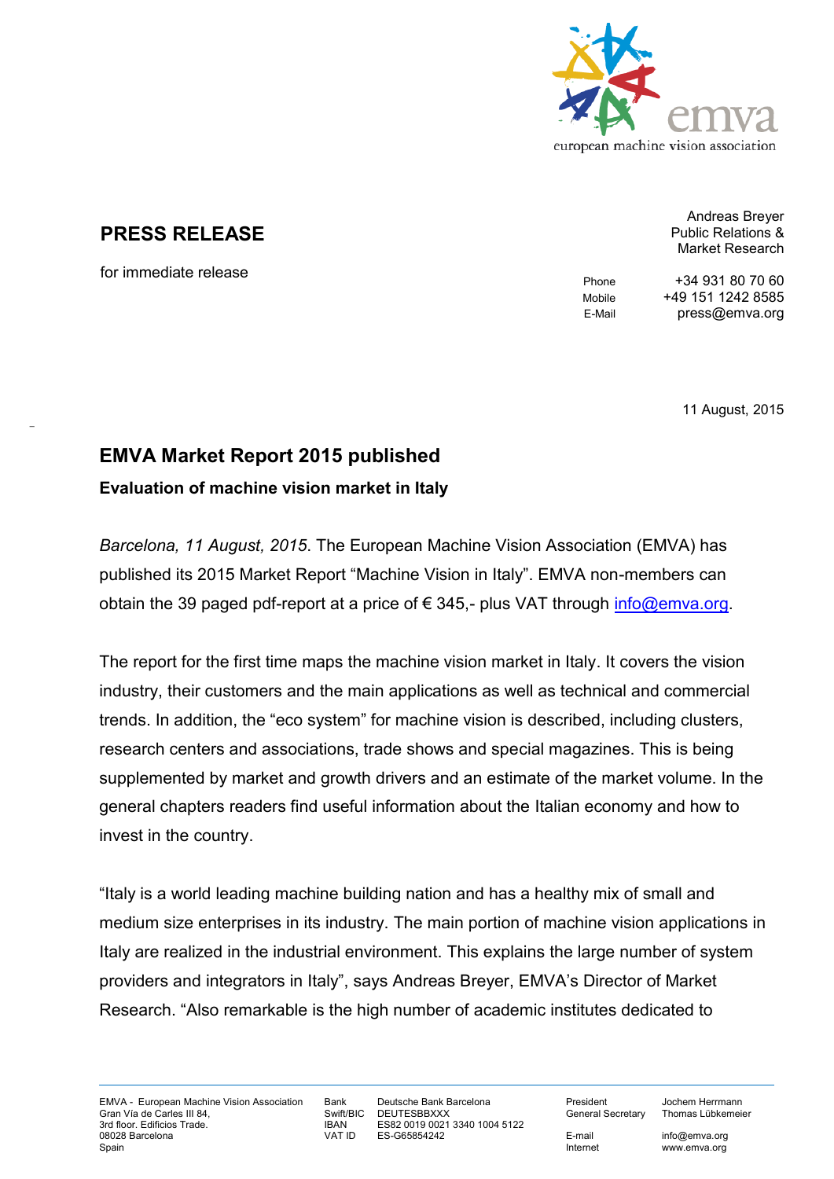**PRESS RELEASE**

for immediate release

Andreas Breyer
Public Relations &
Market Research

| | |
|---|---|
| Phone | +34 931 80 70 60 |
| Mobile | +49 151 1242 8585 |
| E-Mail | press@emva.org |

11 August, 2015

## EMVA Market Report 2015 published

### Evaluation of machine vision market in Italy

*Barcelona, 11 August, 2015*. The European Machine Vision Association (EMVA) has published its 2015 Market Report "Machine Vision in Italy". EMVA non-members can obtain the 39 paged pdf-report at a price of € 345,- plus VAT through info@emva.org.

The report for the first time maps the machine vision market in Italy. It covers the vision industry, their customers and the main applications as well as technical and commercial trends. In addition, the "eco system" for machine vision is described, including clusters, research centers and associations, trade shows and special magazines. This is being supplemented by market and growth drivers and an estimate of the market volume. In the general chapters readers find useful information about the Italian economy and how to invest in the country.

"Italy is a world leading machine building nation and has a healthy mix of small and medium size enterprises in its industry. The main portion of machine vision applications in Italy are realized in the industrial environment. This explains the large number of system providers and integrators in Italy", says Andreas Breyer, EMVA's Director of Market Research. "Also remarkable is the high number of academic institutes dedicated to

EMVA - European Machine Vision Association
Gran Vía de Carles III 84,
3rd floor. Edificios Trade.
08028 Barcelona
Spain

Bank: Deutsche Bank Barcelona
Swift/BIC: DEUTESBBXXX
IBAN: ES82 0019 0021 3340 1004 5122
VAT ID: ES-G65854242

President: Jochem Herrmann
General Secretary: Thomas Lübkemeier
E-mail: info@emva.org
Internet: www.emva.org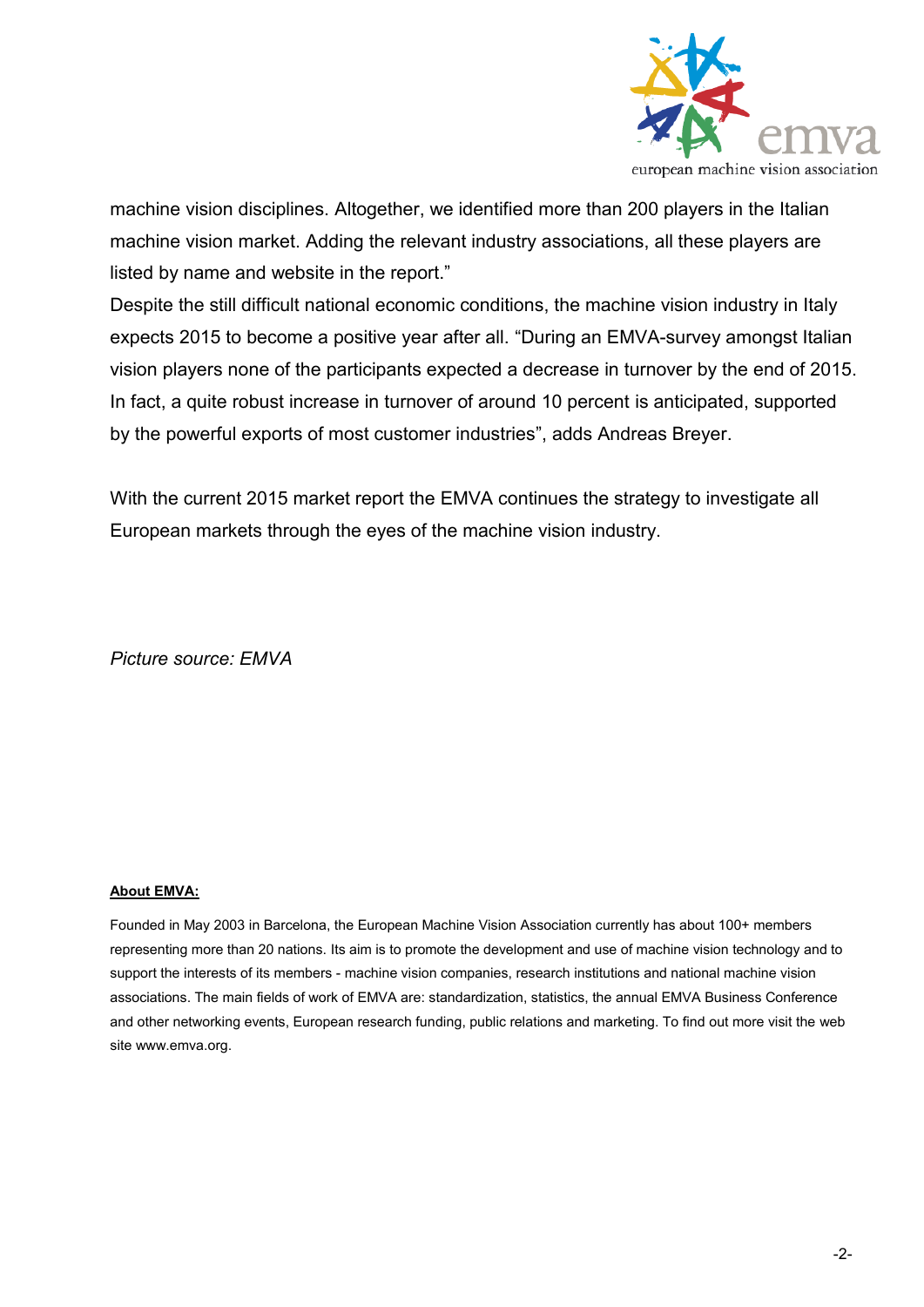machine vision disciplines. Altogether, we identified more than 200 players in the Italian machine vision market. Adding the relevant industry associations, all these players are listed by name and website in the report."

Despite the still difficult national economic conditions, the machine vision industry in Italy expects 2015 to become a positive year after all. "During an EMVA-survey amongst Italian vision players none of the participants expected a decrease in turnover by the end of 2015. In fact, a quite robust increase in turnover of around 10 percent is anticipated, supported by the powerful exports of most customer industries", adds Andreas Breyer.

With the current 2015 market report the EMVA continues the strategy to investigate all European markets through the eyes of the machine vision industry.

*Picture source: EMVA*

**About EMVA:**

Founded in May 2003 in Barcelona, the European Machine Vision Association currently has about 100+ members representing more than 20 nations. Its aim is to promote the development and use of machine vision technology and to support the interests of its members - machine vision companies, research institutions and national machine vision associations. The main fields of work of EMVA are: standardization, statistics, the annual EMVA Business Conference and other networking events, European research funding, public relations and marketing. To find out more visit the web site www.emva.org.